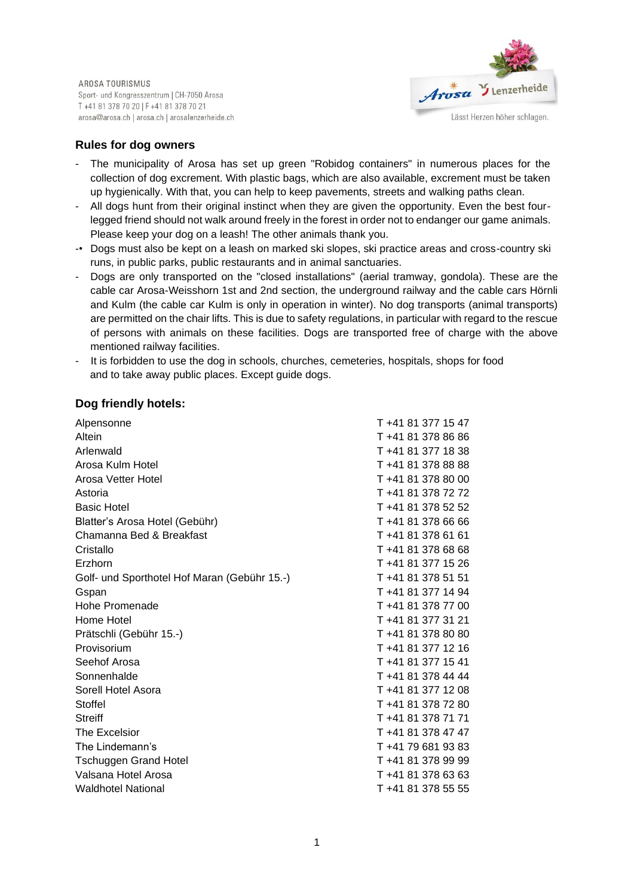AROSA TOURISMUS
Sport- und Kongresszentrum | CH-7050 Arosa
T +41 81 378 70 20 | F +41 81 378 70 21
arosa@arosa.ch | arosa.ch | arosalenzerheide.ch

Arosa Lenzerheide
Lässt Herzen höher schlagen.

## Rules for dog owners

- The municipality of Arosa has set up green "Robidog containers" in numerous places for the collection of dog excrement. With plastic bags, which are also available, excrement must be taken up hygienically. With that, you can help to keep pavements, streets and walking paths clean.
- All dogs hunt from their original instinct when they are given the opportunity. Even the best four-legged friend should not walk around freely in the forest in order not to endanger our game animals. Please keep your dog on a leash! The other animals thank you.
- Dogs must also be kept on a leash on marked ski slopes, ski practice areas and cross-country ski runs, in public parks, public restaurants and in animal sanctuaries.
- Dogs are only transported on the "closed installations" (aerial tramway, gondola). These are the cable car Arosa-Weisshorn 1st and 2nd section, the underground railway and the cable cars Hörnli and Kulm (the cable car Kulm is only in operation in winter). No dog transports (animal transports) are permitted on the chair lifts. This is due to safety regulations, in particular with regard to the rescue of persons with animals on these facilities. Dogs are transported free of charge with the above mentioned railway facilities.
- It is forbidden to use the dog in schools, churches, cemeteries, hospitals, shops for food and to take away public places. Except guide dogs.

## Dog friendly hotels:

| Hotel | Phone |
|---|---|
| Alpensonne | T +41 81 377 15 47 |
| Altein | T +41 81 378 86 86 |
| Arlenwald | T +41 81 377 18 38 |
| Arosa Kulm Hotel | T +41 81 378 88 88 |
| Arosa Vetter Hotel | T +41 81 378 80 00 |
| Astoria | T +41 81 378 72 72 |
| Basic Hotel | T +41 81 378 52 52 |
| Blatter's Arosa Hotel (Gebühr) | T +41 81 378 66 66 |
| Chamanna Bed & Breakfast | T +41 81 378 61 61 |
| Cristallo | T +41 81 378 68 68 |
| Erzhorn | T +41 81 377 15 26 |
| Golf- und Sporthotel Hof Maran (Gebühr 15.-) | T +41 81 378 51 51 |
| Gspan | T +41 81 377 14 94 |
| Hohe Promenade | T +41 81 378 77 00 |
| Home Hotel | T +41 81 377 31 21 |
| Prätschli (Gebühr 15.-) | T +41 81 378 80 80 |
| Provisorium | T +41 81 377 12 16 |
| Seehof Arosa | T +41 81 377 15 41 |
| Sonnenhalde | T +41 81 378 44 44 |
| Sorell Hotel Asora | T +41 81 377 12 08 |
| Stoffel | T +41 81 378 72 80 |
| Streiff | T +41 81 378 71 71 |
| The Excelsior | T +41 81 378 47 47 |
| The Lindemann's | T +41 79 681 93 83 |
| Tschuggen Grand Hotel | T +41 81 378 99 99 |
| Valsana Hotel Arosa | T +41 81 378 63 63 |
| Waldhotel National | T +41 81 378 55 55 |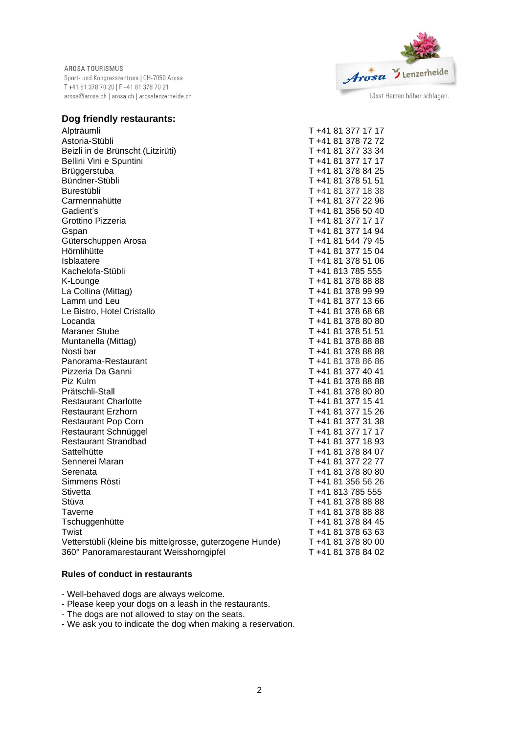AROSA TOURISMUS
Sport- und Kongresszentrum | CH-7050 Arosa
T +41 81 378 70 20 | F +41 81 378 70 21
arosa@arosa.ch | arosa.ch | arosalenzerheide.ch

Lässt Herzen höher schlagen.

## Dog friendly restaurants:

| Restaurant | Phone |
|---|---|
| Alpträumli | T +41 81 377 17 17 |
| Astoria-Stübli | T +41 81 378 72 72 |
| Beizli in de Brünscht (Litzirüti) | T +41 81 377 33 34 |
| Bellini Vini e Spuntini | T +41 81 377 17 17 |
| Brüggerstuba | T +41 81 378 84 25 |
| Bündner-Stübli | T +41 81 378 51 51 |
| Burestübli | T +41 81 377 18 38 |
| Carmennahütte | T +41 81 377 22 96 |
| Gadient's | T +41 81 356 50 40 |
| Grottino Pizzeria | T +41 81 377 17 17 |
| Gspan | T +41 81 377 14 94 |
| Güterschuppen Arosa | T +41 81 544 79 45 |
| Hörnlihütte | T +41 81 377 15 04 |
| Isblaatere | T +41 81 378 51 06 |
| Kachelofa-Stübli | T +41 813 785 555 |
| K-Lounge | T +41 81 378 88 88 |
| La Collina (Mittag) | T +41 81 378 99 99 |
| Lamm und Leu | T +41 81 377 13 66 |
| Le Bistro, Hotel Cristallo | T +41 81 378 68 68 |
| Locanda | T +41 81 378 80 80 |
| Maraner Stube | T +41 81 378 51 51 |
| Muntanella (Mittag) | T +41 81 378 88 88 |
| Nosti bar | T +41 81 378 88 88 |
| Panorama-Restaurant | T +41 81 378 86 86 |
| Pizzeria Da Ganni | T +41 81 377 40 41 |
| Piz Kulm | T +41 81 378 88 88 |
| Prätschli-Stall | T +41 81 378 80 80 |
| Restaurant Charlotte | T +41 81 377 15 41 |
| Restaurant Erzhorn | T +41 81 377 15 26 |
| Restaurant Pop Corn | T +41 81 377 31 38 |
| Restaurant Schnüggel | T +41 81 377 17 17 |
| Restaurant Strandbad | T +41 81 377 18 93 |
| Sattelhütte | T +41 81 378 84 07 |
| Sennerei Maran | T +41 81 377 22 77 |
| Serenata | T +41 81 378 80 80 |
| Simmens Rösti | T +41 81 356 56 26 |
| Stivetta | T +41 813 785 555 |
| Stüva | T +41 81 378 88 88 |
| Taverne | T +41 81 378 88 88 |
| Tschuggenhütte | T +41 81 378 84 45 |
| Twist | T +41 81 378 63 63 |
| Vetterstübli (kleine bis mittelgrosse, guterzogene Hunde) | T +41 81 378 80 00 |
| 360° Panoramarestaurant Weisshorngipfel | T +41 81 378 84 02 |

### Rules of conduct in restaurants

- Well-behaved dogs are always welcome.
- Please keep your dogs on a leash in the restaurants.
- The dogs are not allowed to stay on the seats.
- We ask you to indicate the dog when making a reservation.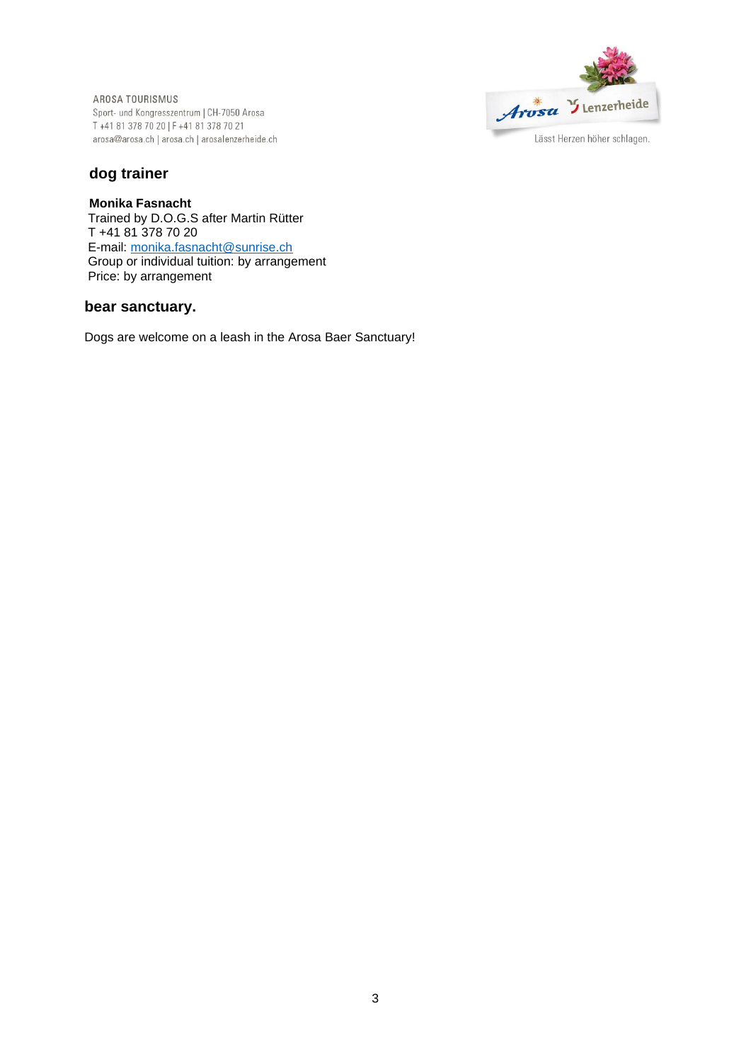## dog trainer

**Monika Fasnacht**
Trained by D.O.G.S after Martin Rütter
T +41 81 378 70 20
E-mail: monika.fasnacht@sunrise.ch
Group or individual tuition: by arrangement
Price: by arrangement

## bear sanctuary.

Dogs are welcome on a leash in the Arosa Baer Sanctuary!